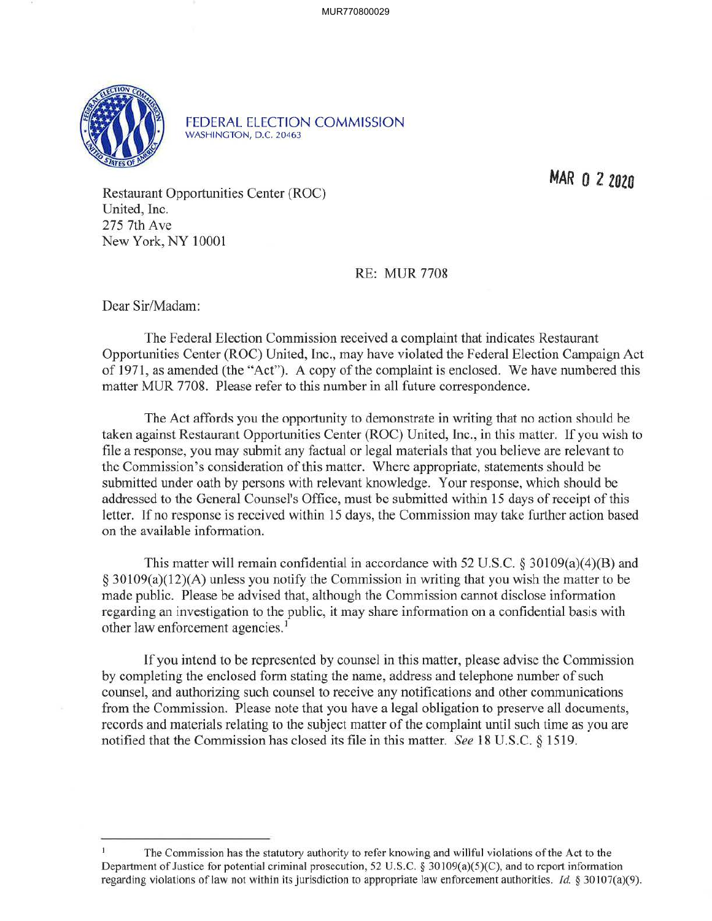MUR770800029

FEDERAL ELECTION COMMISSION
WASHINGTON, D.C. 20463

MAR 0 2 2020

Restaurant Opportunities Center (ROC)
United, Inc.
275 7th Ave
New York, NY 10001

RE: MUR 7708

Dear Sir/Madam:

The Federal Election Commission received a complaint that indicates Restaurant Opportunities Center (ROC) United, Inc., may have violated the Federal Election Campaign Act of 1971, as amended (the "Act"). A copy of the complaint is enclosed. We have numbered this matter MUR 7708. Please refer to this number in all future correspondence.

The Act affords you the opportunity to demonstrate in writing that no action should be taken against Restaurant Opportunities Center (ROC) United, Inc., in this matter. If you wish to file a response, you may submit any factual or legal materials that you believe are relevant to the Commission's consideration of this matter. Where appropriate, statements should be submitted under oath by persons with relevant knowledge. Your response, which should be addressed to the General Counsel's Office, must be submitted within 15 days of receipt of this letter. If no response is received within 15 days, the Commission may take further action based on the available information.

This matter will remain confidential in accordance with 52 U.S.C. § 30109(a)(4)(B) and § 30109(a)(12)(A) unless you notify the Commission in writing that you wish the matter to be made public. Please be advised that, although the Commission cannot disclose information regarding an investigation to the public, it may share information on a confidential basis with other law enforcement agencies.[1]

If you intend to be represented by counsel in this matter, please advise the Commission by completing the enclosed form stating the name, address and telephone number of such counsel, and authorizing such counsel to receive any notifications and other communications from the Commission. Please note that you have a legal obligation to preserve all documents, records and materials relating to the subject matter of the complaint until such time as you are notified that the Commission has closed its file in this matter. *See* 18 U.S.C. § 1519.

---

[1] The Commission has the statutory authority to refer knowing and willful violations of the Act to the Department of Justice for potential criminal prosecution, 52 U.S.C. § 30109(a)(5)(C), and to report information regarding violations of law not within its jurisdiction to appropriate law enforcement authorities. *Id.* § 30107(a)(9).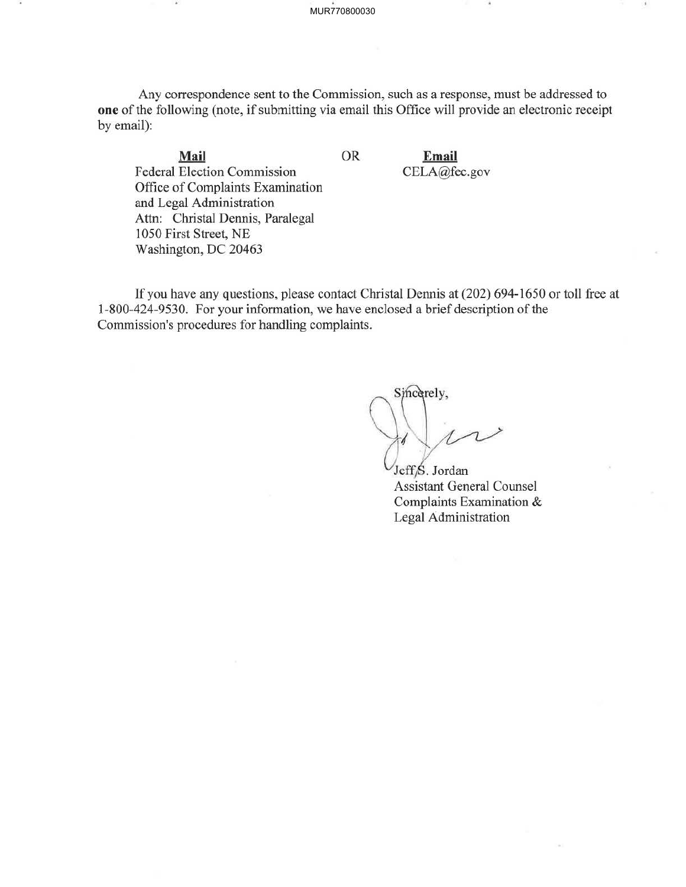Any correspondence sent to the Commission, such as a response, must be addressed to **one** of the following (note, if submitting via email this Office will provide an electronic receipt by email):

| **Mail** | OR | **Email** |
|---|---|---|
| Federal Election Commission<br>Office of Complaints Examination and Legal Administration<br>Attn: Christal Dennis, Paralegal<br>1050 First Street, NE<br>Washington, DC 20463 | | CELA@fec.gov |

If you have any questions, please contact Christal Dennis at (202) 694-1650 or toll free at 1-800-424-9530. For your information, we have enclosed a brief description of the Commission's procedures for handling complaints.

Sincerely,

Jeff S. Jordan
Assistant General Counsel
Complaints Examination &
Legal Administration